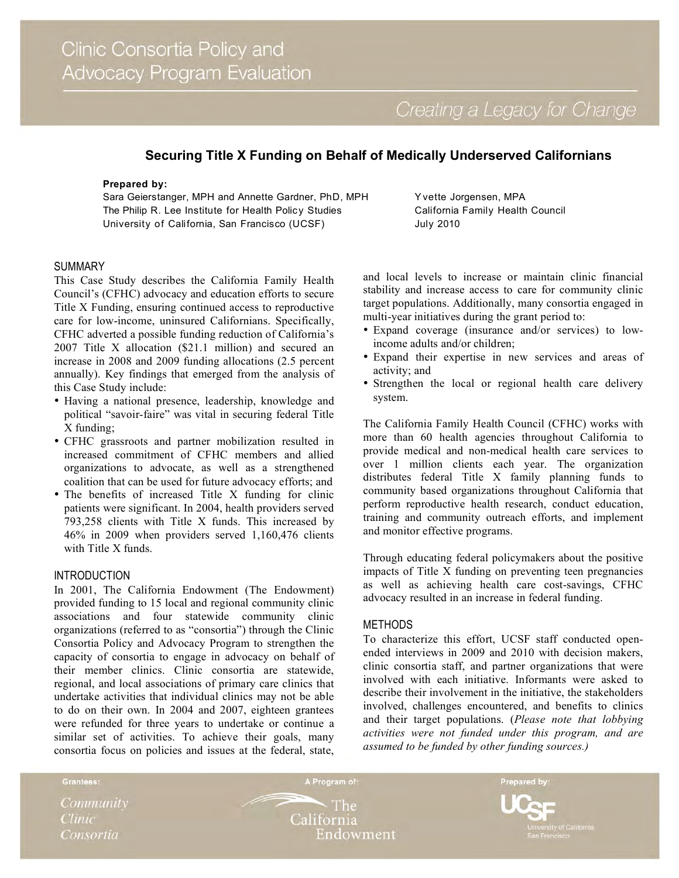# Clinic Consortia Policy and Advocacy Program Evaluation

*Creating a Legacy for Change*

## Securing Title X Funding on Behalf of Medically Underserved Californians

**Prepared by:**
Sara Geierstanger, MPH and Annette Gardner, PhD, MPH
The Philip R. Lee Institute for Health Policy Studies
University of California, San Francisco (UCSF)

Yvette Jorgensen, MPA
California Family Health Council
July 2010

### SUMMARY

This Case Study describes the California Family Health Council's (CFHC) advocacy and education efforts to secure Title X Funding, ensuring continued access to reproductive care for low-income, uninsured Californians. Specifically, CFHC adverted a possible funding reduction of California's 2007 Title X allocation ($21.1 million) and secured an increase in 2008 and 2009 funding allocations (2.5 percent annually). Key findings that emerged from the analysis of this Case Study include:

- Having a national presence, leadership, knowledge and political "savoir-faire" was vital in securing federal Title X funding;
- CFHC grassroots and partner mobilization resulted in increased commitment of CFHC members and allied organizations to advocate, as well as a strengthened coalition that can be used for future advocacy efforts; and
- The benefits of increased Title X funding for clinic patients were significant. In 2004, health providers served 793,258 clients with Title X funds. This increased by 46% in 2009 when providers served 1,160,476 clients with Title X funds.

### INTRODUCTION

In 2001, The California Endowment (The Endowment) provided funding to 15 local and regional community clinic associations and four statewide community clinic organizations (referred to as "consortia") through the Clinic Consortia Policy and Advocacy Program to strengthen the capacity of consortia to engage in advocacy on behalf of their member clinics. Clinic consortia are statewide, regional, and local associations of primary care clinics that undertake activities that individual clinics may not be able to do on their own. In 2004 and 2007, eighteen grantees were refunded for three years to undertake or continue a similar set of activities. To achieve their goals, many consortia focus on policies and issues at the federal, state, and local levels to increase or maintain clinic financial stability and increase access to care for community clinic target populations. Additionally, many consortia engaged in multi-year initiatives during the grant period to:

- Expand coverage (insurance and/or services) to low-income adults and/or children;
- Expand their expertise in new services and areas of activity; and
- Strengthen the local or regional health care delivery system.

The California Family Health Council (CFHC) works with more than 60 health agencies throughout California to provide medical and non-medical health care services to over 1 million clients each year. The organization distributes federal Title X family planning funds to community based organizations throughout California that perform reproductive health research, conduct education, training and community outreach efforts, and implement and monitor effective programs.

Through educating federal policymakers about the positive impacts of Title X funding on preventing teen pregnancies as well as achieving health care cost-savings, CFHC advocacy resulted in an increase in federal funding.

### METHODS

To characterize this effort, UCSF staff conducted open-ended interviews in 2009 and 2010 with decision makers, clinic consortia staff, and partner organizations that were involved with each initiative. Informants were asked to describe their involvement in the initiative, the stakeholders involved, challenges encountered, and benefits to clinics and their target populations. (*Please note that lobbying activities were not funded under this program, and are assumed to be funded by other funding sources.)*

Grantees: Community Clinic Consortia | A Program of: The California Endowment | Prepared by: UCSF University of California San Francisco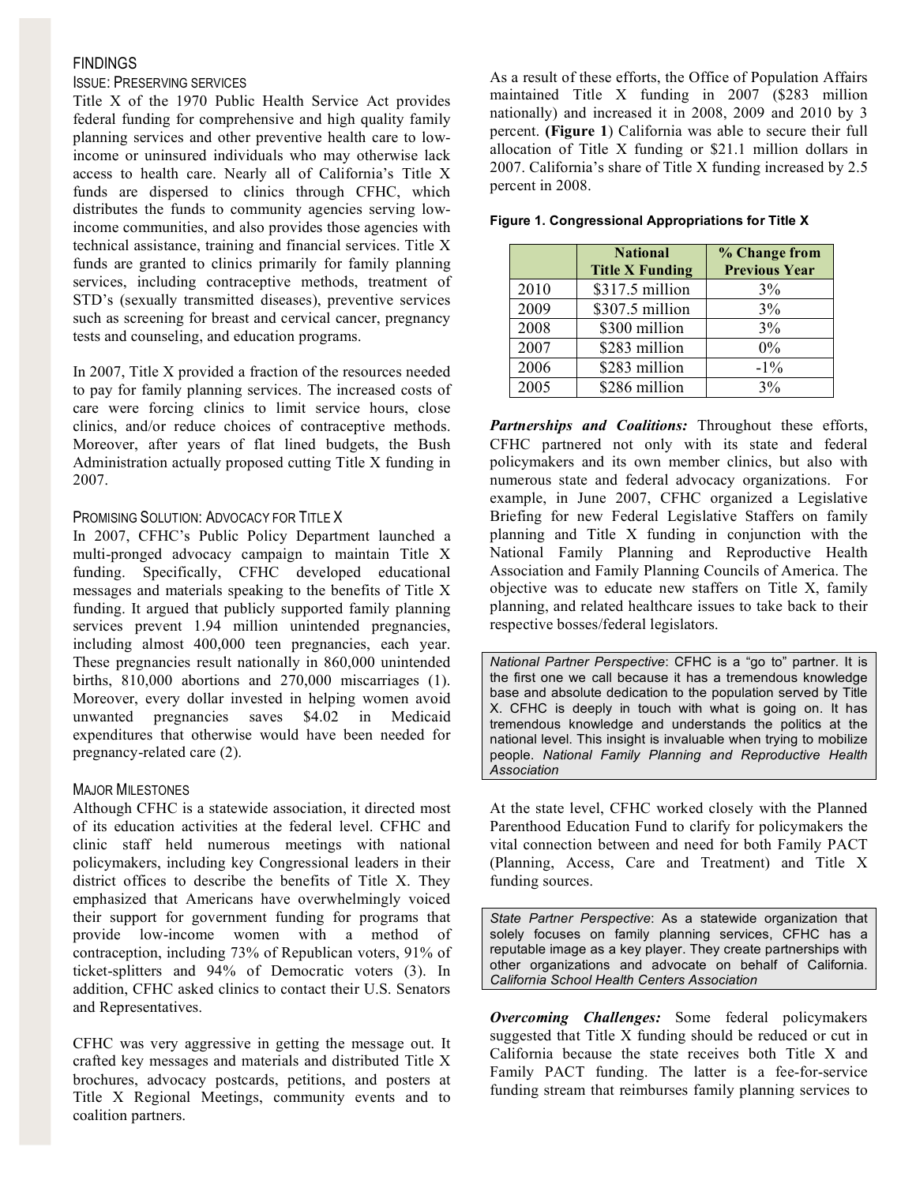## FINDINGS

### ISSUE: PRESERVING SERVICES

Title X of the 1970 Public Health Service Act provides federal funding for comprehensive and high quality family planning services and other preventive health care to low-income or uninsured individuals who may otherwise lack access to health care. Nearly all of California's Title X funds are dispersed to clinics through CFHC, which distributes the funds to community agencies serving low-income communities, and also provides those agencies with technical assistance, training and financial services. Title X funds are granted to clinics primarily for family planning services, including contraceptive methods, treatment of STD's (sexually transmitted diseases), preventive services such as screening for breast and cervical cancer, pregnancy tests and counseling, and education programs.

In 2007, Title X provided a fraction of the resources needed to pay for family planning services. The increased costs of care were forcing clinics to limit service hours, close clinics, and/or reduce choices of contraceptive methods. Moreover, after years of flat lined budgets, the Bush Administration actually proposed cutting Title X funding in 2007.

### PROMISING SOLUTION: ADVOCACY FOR TITLE X

In 2007, CFHC's Public Policy Department launched a multi-pronged advocacy campaign to maintain Title X funding. Specifically, CFHC developed educational messages and materials speaking to the benefits of Title X funding. It argued that publicly supported family planning services prevent 1.94 million unintended pregnancies, including almost 400,000 teen pregnancies, each year. These pregnancies result nationally in 860,000 unintended births, 810,000 abortions and 270,000 miscarriages (1). Moreover, every dollar invested in helping women avoid unwanted pregnancies saves $4.02 in Medicaid expenditures that otherwise would have been needed for pregnancy-related care (2).

### MAJOR MILESTONES

Although CFHC is a statewide association, it directed most of its education activities at the federal level. CFHC and clinic staff held numerous meetings with national policymakers, including key Congressional leaders in their district offices to describe the benefits of Title X. They emphasized that Americans have overwhelmingly voiced their support for government funding for programs that provide low-income women with a method of contraception, including 73% of Republican voters, 91% of ticket-splitters and 94% of Democratic voters (3). In addition, CFHC asked clinics to contact their U.S. Senators and Representatives.

CFHC was very aggressive in getting the message out. It crafted key messages and materials and distributed Title X brochures, advocacy postcards, petitions, and posters at Title X Regional Meetings, community events and to coalition partners.

As a result of these efforts, the Office of Population Affairs maintained Title X funding in 2007 ($283 million nationally) and increased it in 2008, 2009 and 2010 by 3 percent. (**Figure 1**) California was able to secure their full allocation of Title X funding or $21.1 million dollars in 2007. California's share of Title X funding increased by 2.5 percent in 2008.

**Figure 1. Congressional Appropriations for Title X**

| | National Title X Funding | % Change from Previous Year |
|---|---|---|
| 2010 | $317.5 million | 3% |
| 2009 | $307.5 million | 3% |
| 2008 | $300 million | 3% |
| 2007 | $283 million | 0% |
| 2006 | $283 million | -1% |
| 2005 | $286 million | 3% |

***Partnerships and Coalitions:*** Throughout these efforts, CFHC partnered not only with its state and federal policymakers and its own member clinics, but also with numerous state and federal advocacy organizations. For example, in June 2007, CFHC organized a Legislative Briefing for new Federal Legislative Staffers on family planning and Title X funding in conjunction with the National Family Planning and Reproductive Health Association and Family Planning Councils of America. The objective was to educate new staffers on Title X, family planning, and related healthcare issues to take back to their respective bosses/federal legislators.

> *National Partner Perspective*: CFHC is a "go to" partner. It is the first one we call because it has a tremendous knowledge base and absolute dedication to the population served by Title X. CFHC is deeply in touch with what is going on. It has tremendous knowledge and understands the politics at the national level. This insight is invaluable when trying to mobilize people. *National Family Planning and Reproductive Health Association*

At the state level, CFHC worked closely with the Planned Parenthood Education Fund to clarify for policymakers the vital connection between and need for both Family PACT (Planning, Access, Care and Treatment) and Title X funding sources.

> *State Partner Perspective*: As a statewide organization that solely focuses on family planning services, CFHC has a reputable image as a key player. They create partnerships with other organizations and advocate on behalf of California. *California School Health Centers Association*

***Overcoming Challenges:*** Some federal policymakers suggested that Title X funding should be reduced or cut in California because the state receives both Title X and Family PACT funding. The latter is a fee-for-service funding stream that reimburses family planning services to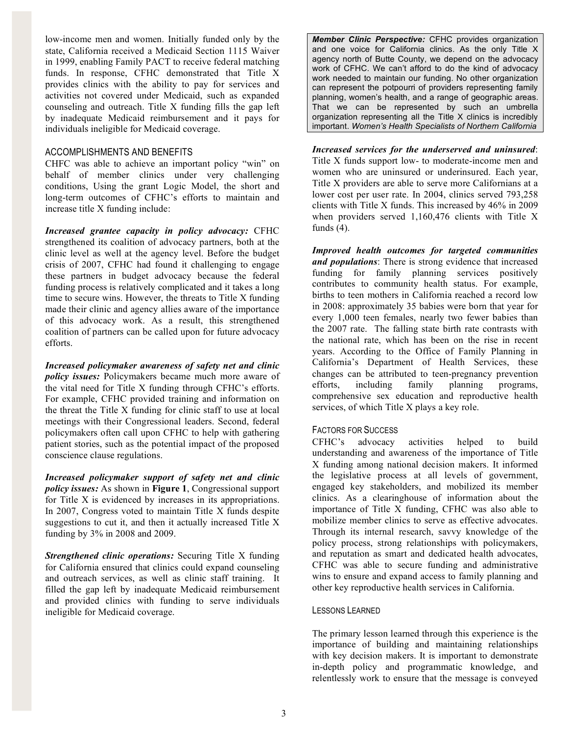low-income men and women. Initially funded only by the state, California received a Medicaid Section 1115 Waiver in 1999, enabling Family PACT to receive federal matching funds. In response, CFHC demonstrated that Title X provides clinics with the ability to pay for services and activities not covered under Medicaid, such as expanded counseling and outreach. Title X funding fills the gap left by inadequate Medicaid reimbursement and it pays for individuals ineligible for Medicaid coverage.

## ACCOMPLISHMENTS AND BENEFITS

CHFC was able to achieve an important policy "win" on behalf of member clinics under very challenging conditions, Using the grant Logic Model, the short and long-term outcomes of CFHC's efforts to maintain and increase title X funding include:

***Increased grantee capacity in policy advocacy:*** CFHC strengthened its coalition of advocacy partners, both at the clinic level as well at the agency level. Before the budget crisis of 2007, CFHC had found it challenging to engage these partners in budget advocacy because the federal funding process is relatively complicated and it takes a long time to secure wins. However, the threats to Title X funding made their clinic and agency allies aware of the importance of this advocacy work. As a result, this strengthened coalition of partners can be called upon for future advocacy efforts.

***Increased policymaker awareness of safety net and clinic policy issues:*** Policymakers became much more aware of the vital need for Title X funding through CFHC's efforts. For example, CFHC provided training and information on the threat the Title X funding for clinic staff to use at local meetings with their Congressional leaders. Second, federal policymakers often call upon CFHC to help with gathering patient stories, such as the potential impact of the proposed conscience clause regulations.

***Increased policymaker support of safety net and clinic policy issues:*** As shown in **Figure 1**, Congressional support for Title X is evidenced by increases in its appropriations. In 2007, Congress voted to maintain Title X funds despite suggestions to cut it, and then it actually increased Title X funding by 3% in 2008 and 2009.

***Strengthened clinic operations:*** Securing Title X funding for California ensured that clinics could expand counseling and outreach services, as well as clinic staff training. It filled the gap left by inadequate Medicaid reimbursement and provided clinics with funding to serve individuals ineligible for Medicaid coverage.

> ***Member Clinic Perspective:*** CFHC provides organization and one voice for California clinics. As the only Title X agency north of Butte County, we depend on the advocacy work of CFHC. We can't afford to do the kind of advocacy work needed to maintain our funding. No other organization can represent the potpourri of providers representing family planning, women's health, and a range of geographic areas. That we can be represented by such an umbrella organization representing all the Title X clinics is incredibly important. *Women's Health Specialists of Northern California*

***Increased services for the underserved and uninsured***: Title X funds support low- to moderate-income men and women who are uninsured or underinsured. Each year, Title X providers are able to serve more Californians at a lower cost per user rate. In 2004, clinics served 793,258 clients with Title X funds. This increased by 46% in 2009 when providers served 1,160,476 clients with Title X funds (4).

***Improved health outcomes for targeted communities and populations***: There is strong evidence that increased funding for family planning services positively contributes to community health status. For example, births to teen mothers in California reached a record low in 2008: approximately 35 babies were born that year for every 1,000 teen females, nearly two fewer babies than the 2007 rate. The falling state birth rate contrasts with the national rate, which has been on the rise in recent years. According to the Office of Family Planning in California's Department of Health Services, these changes can be attributed to teen-pregnancy prevention efforts, including family planning programs, comprehensive sex education and reproductive health services, of which Title X plays a key role.

## FACTORS FOR SUCCESS

CFHC's advocacy activities helped to build understanding and awareness of the importance of Title X funding among national decision makers. It informed the legislative process at all levels of government, engaged key stakeholders, and mobilized its member clinics. As a clearinghouse of information about the importance of Title X funding, CFHC was also able to mobilize member clinics to serve as effective advocates. Through its internal research, savvy knowledge of the policy process, strong relationships with policymakers, and reputation as smart and dedicated health advocates, CFHC was able to secure funding and administrative wins to ensure and expand access to family planning and other key reproductive health services in California.

## LESSONS LEARNED

The primary lesson learned through this experience is the importance of building and maintaining relationships with key decision makers. It is important to demonstrate in-depth policy and programmatic knowledge, and relentlessly work to ensure that the message is conveyed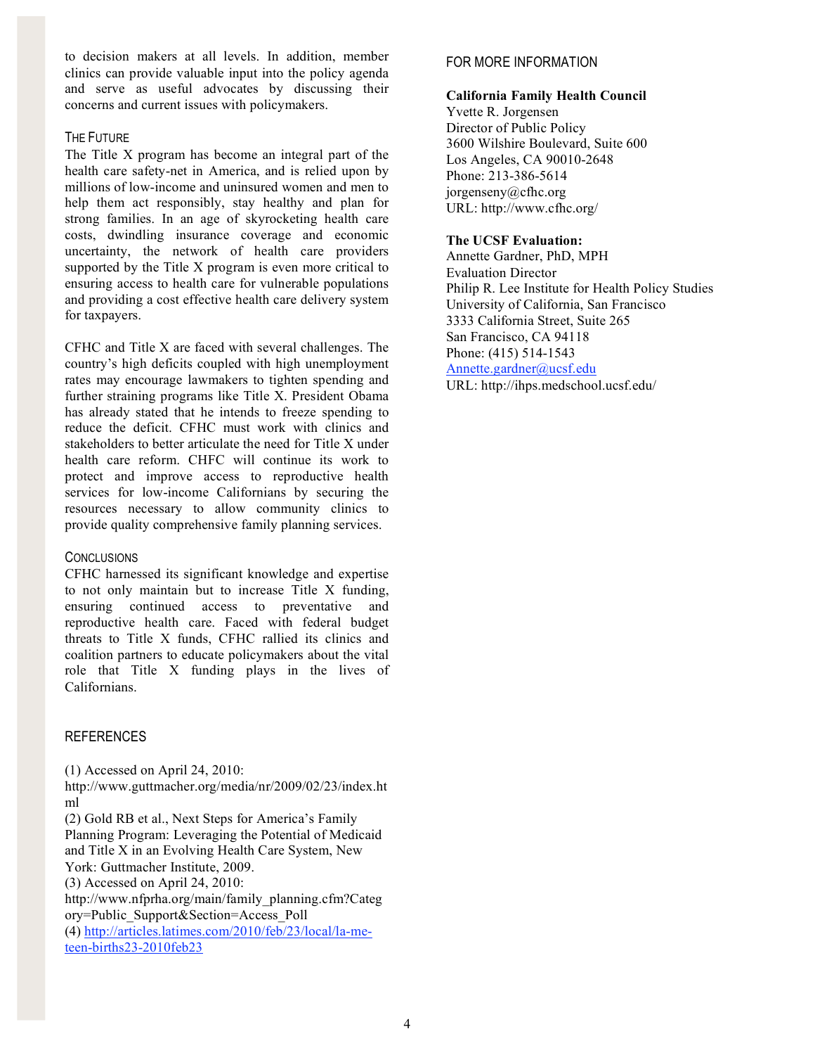to decision makers at all levels. In addition, member clinics can provide valuable input into the policy agenda and serve as useful advocates by discussing their concerns and current issues with policymakers.

## The Future

The Title X program has become an integral part of the health care safety-net in America, and is relied upon by millions of low-income and uninsured women and men to help them act responsibly, stay healthy and plan for strong families. In an age of skyrocketing health care costs, dwindling insurance coverage and economic uncertainty, the network of health care providers supported by the Title X program is even more critical to ensuring access to health care for vulnerable populations and providing a cost effective health care delivery system for taxpayers.

CFHC and Title X are faced with several challenges. The country's high deficits coupled with high unemployment rates may encourage lawmakers to tighten spending and further straining programs like Title X. President Obama has already stated that he intends to freeze spending to reduce the deficit. CFHC must work with clinics and stakeholders to better articulate the need for Title X under health care reform. CHFC will continue its work to protect and improve access to reproductive health services for low-income Californians by securing the resources necessary to allow community clinics to provide quality comprehensive family planning services.

## Conclusions

CFHC harnessed its significant knowledge and expertise to not only maintain but to increase Title X funding, ensuring continued access to preventative and reproductive health care. Faced with federal budget threats to Title X funds, CFHC rallied its clinics and coalition partners to educate policymakers about the vital role that Title X funding plays in the lives of Californians.

## REFERENCES

(1) Accessed on April 24, 2010: http://www.guttmacher.org/media/nr/2009/02/23/index.html
(2) Gold RB et al., Next Steps for America's Family Planning Program: Leveraging the Potential of Medicaid and Title X in an Evolving Health Care System, New York: Guttmacher Institute, 2009.
(3) Accessed on April 24, 2010: http://www.nfprha.org/main/family_planning.cfm?Category=Public_Support&Section=Access_Poll
(4) http://articles.latimes.com/2010/feb/23/local/la-me-teen-births23-2010feb23

## FOR MORE INFORMATION

**California Family Health Council**
Yvette R. Jorgensen
Director of Public Policy
3600 Wilshire Boulevard, Suite 600
Los Angeles, CA 90010-2648
Phone: 213-386-5614
jorgenseny@cfhc.org
URL: http://www.cfhc.org/

**The UCSF Evaluation:**
Annette Gardner, PhD, MPH
Evaluation Director
Philip R. Lee Institute for Health Policy Studies
University of California, San Francisco
3333 California Street, Suite 265
San Francisco, CA 94118
Phone: (415) 514-1543
Annette.gardner@ucsf.edu
URL: http://ihps.medschool.ucsf.edu/